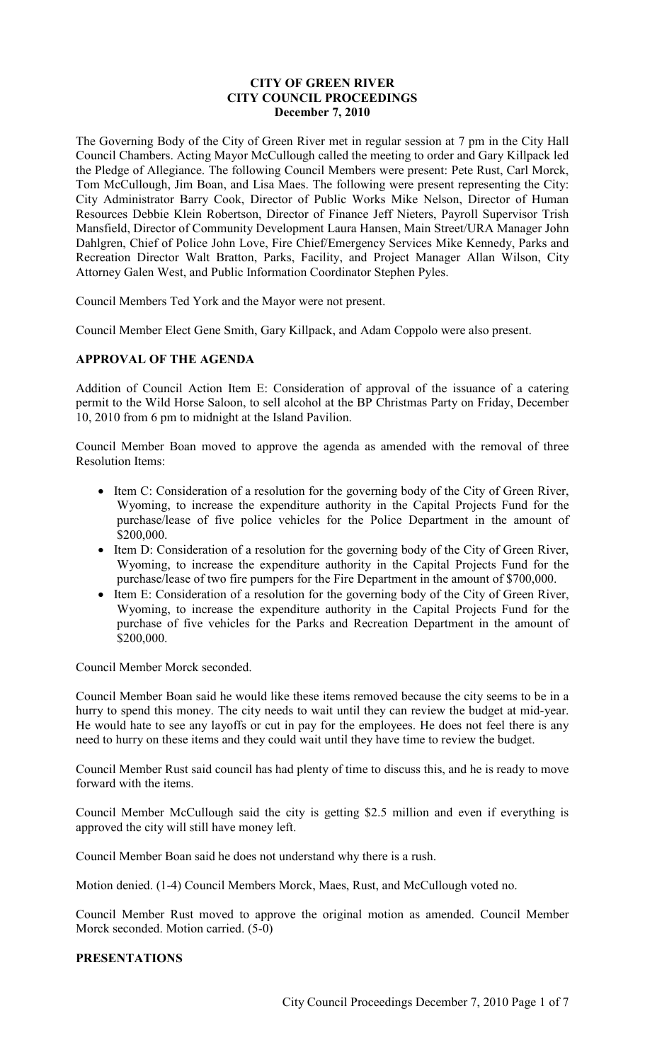# CITY OF GREEN RIVER
## CITY COUNCIL PROCEEDINGS
### December 7, 2010

The Governing Body of the City of Green River met in regular session at 7 pm in the City Hall Council Chambers. Acting Mayor McCullough called the meeting to order and Gary Killpack led the Pledge of Allegiance. The following Council Members were present: Pete Rust, Carl Morck, Tom McCullough, Jim Boan, and Lisa Maes. The following were present representing the City: City Administrator Barry Cook, Director of Public Works Mike Nelson, Director of Human Resources Debbie Klein Robertson, Director of Finance Jeff Nieters, Payroll Supervisor Trish Mansfield, Director of Community Development Laura Hansen, Main Street/URA Manager John Dahlgren, Chief of Police John Love, Fire Chief/Emergency Services Mike Kennedy, Parks and Recreation Director Walt Bratton, Parks, Facility, and Project Manager Allan Wilson, City Attorney Galen West, and Public Information Coordinator Stephen Pyles.

Council Members Ted York and the Mayor were not present.

Council Member Elect Gene Smith, Gary Killpack, and Adam Coppolo were also present.

**APPROVAL OF THE AGENDA**

Addition of Council Action Item E: Consideration of approval of the issuance of a catering permit to the Wild Horse Saloon, to sell alcohol at the BP Christmas Party on Friday, December 10, 2010 from 6 pm to midnight at the Island Pavilion.

Council Member Boan moved to approve the agenda as amended with the removal of three Resolution Items:

- Item C: Consideration of a resolution for the governing body of the City of Green River, Wyoming, to increase the expenditure authority in the Capital Projects Fund for the purchase/lease of five police vehicles for the Police Department in the amount of $200,000.
- Item D: Consideration of a resolution for the governing body of the City of Green River, Wyoming, to increase the expenditure authority in the Capital Projects Fund for the purchase/lease of two fire pumpers for the Fire Department in the amount of $700,000.
- Item E: Consideration of a resolution for the governing body of the City of Green River, Wyoming, to increase the expenditure authority in the Capital Projects Fund for the purchase of five vehicles for the Parks and Recreation Department in the amount of $200,000.

Council Member Morck seconded.

Council Member Boan said he would like these items removed because the city seems to be in a hurry to spend this money. The city needs to wait until they can review the budget at mid-year. He would hate to see any layoffs or cut in pay for the employees. He does not feel there is any need to hurry on these items and they could wait until they have time to review the budget.

Council Member Rust said council has had plenty of time to discuss this, and he is ready to move forward with the items.

Council Member McCullough said the city is getting $2.5 million and even if everything is approved the city will still have money left.

Council Member Boan said he does not understand why there is a rush.

Motion denied. (1-4) Council Members Morck, Maes, Rust, and McCullough voted no.

Council Member Rust moved to approve the original motion as amended. Council Member Morck seconded. Motion carried. (5-0)

**PRESENTATIONS**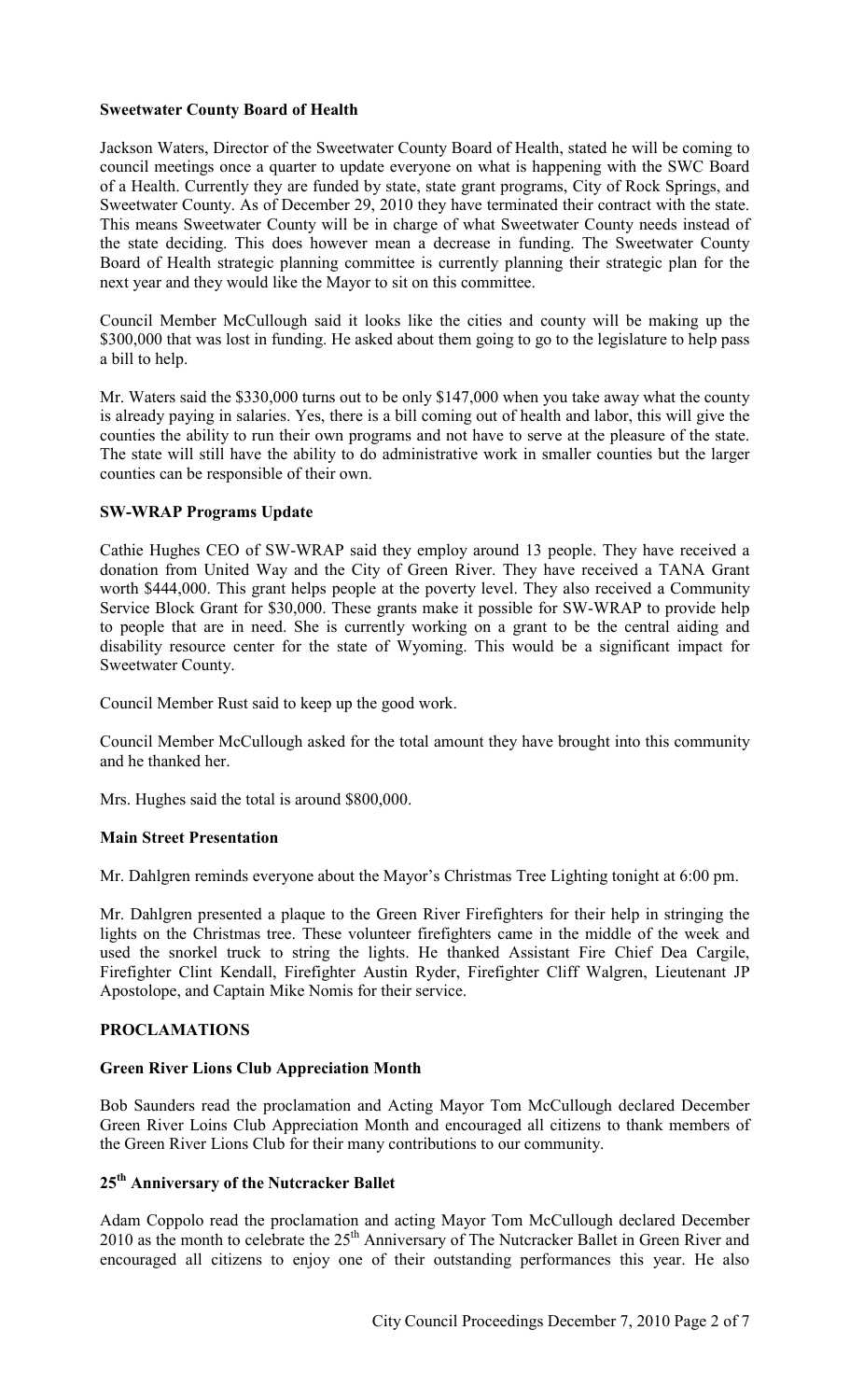**Sweetwater County Board of Health**

Jackson Waters, Director of the Sweetwater County Board of Health, stated he will be coming to council meetings once a quarter to update everyone on what is happening with the SWC Board of a Health. Currently they are funded by state, state grant programs, City of Rock Springs, and Sweetwater County. As of December 29, 2010 they have terminated their contract with the state. This means Sweetwater County will be in charge of what Sweetwater County needs instead of the state deciding. This does however mean a decrease in funding. The Sweetwater County Board of Health strategic planning committee is currently planning their strategic plan for the next year and they would like the Mayor to sit on this committee.

Council Member McCullough said it looks like the cities and county will be making up the $300,000 that was lost in funding. He asked about them going to go to the legislature to help pass a bill to help.

Mr. Waters said the $330,000 turns out to be only $147,000 when you take away what the county is already paying in salaries. Yes, there is a bill coming out of health and labor, this will give the counties the ability to run their own programs and not have to serve at the pleasure of the state. The state will still have the ability to do administrative work in smaller counties but the larger counties can be responsible of their own.

**SW-WRAP Programs Update**

Cathie Hughes CEO of SW-WRAP said they employ around 13 people. They have received a donation from United Way and the City of Green River. They have received a TANA Grant worth $444,000. This grant helps people at the poverty level. They also received a Community Service Block Grant for $30,000. These grants make it possible for SW-WRAP to provide help to people that are in need. She is currently working on a grant to be the central aiding and disability resource center for the state of Wyoming. This would be a significant impact for Sweetwater County.

Council Member Rust said to keep up the good work.

Council Member McCullough asked for the total amount they have brought into this community and he thanked her.

Mrs. Hughes said the total is around $800,000.

**Main Street Presentation**

Mr. Dahlgren reminds everyone about the Mayor's Christmas Tree Lighting tonight at 6:00 pm.

Mr. Dahlgren presented a plaque to the Green River Firefighters for their help in stringing the lights on the Christmas tree. These volunteer firefighters came in the middle of the week and used the snorkel truck to string the lights. He thanked Assistant Fire Chief Dea Cargile, Firefighter Clint Kendall, Firefighter Austin Ryder, Firefighter Cliff Walgren, Lieutenant JP Apostolope, and Captain Mike Nomis for their service.

**PROCLAMATIONS**

**Green River Lions Club Appreciation Month**

Bob Saunders read the proclamation and Acting Mayor Tom McCullough declared December Green River Loins Club Appreciation Month and encouraged all citizens to thank members of the Green River Lions Club for their many contributions to our community.

**25th Anniversary of the Nutcracker Ballet**

Adam Coppolo read the proclamation and acting Mayor Tom McCullough declared December 2010 as the month to celebrate the 25th Anniversary of The Nutcracker Ballet in Green River and encouraged all citizens to enjoy one of their outstanding performances this year. He also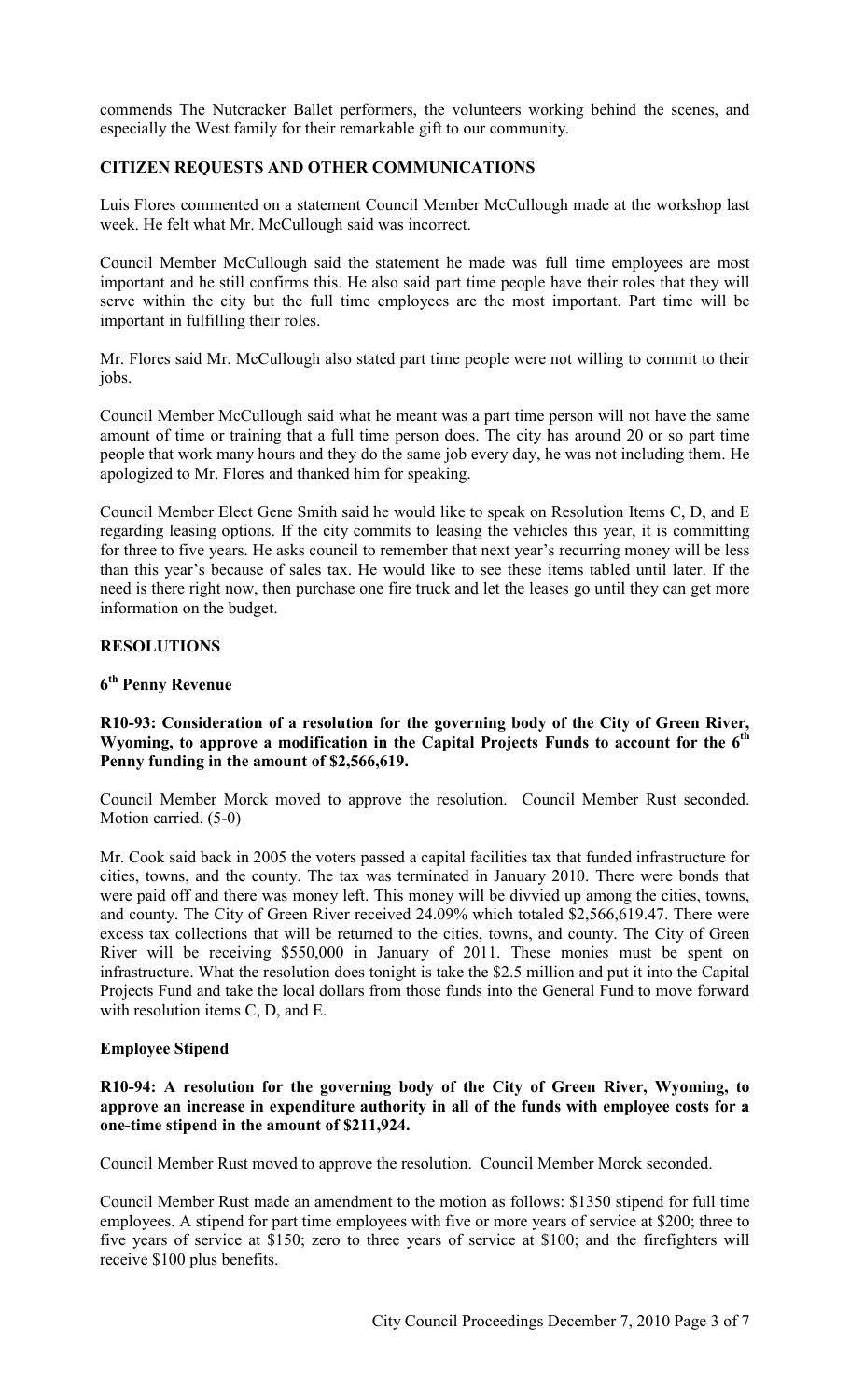commends The Nutcracker Ballet performers, the volunteers working behind the scenes, and especially the West family for their remarkable gift to our community.

## CITIZEN REQUESTS AND OTHER COMMUNICATIONS

Luis Flores commented on a statement Council Member McCullough made at the workshop last week. He felt what Mr. McCullough said was incorrect.

Council Member McCullough said the statement he made was full time employees are most important and he still confirms this. He also said part time people have their roles that they will serve within the city but the full time employees are the most important. Part time will be important in fulfilling their roles.

Mr. Flores said Mr. McCullough also stated part time people were not willing to commit to their jobs.

Council Member McCullough said what he meant was a part time person will not have the same amount of time or training that a full time person does. The city has around 20 or so part time people that work many hours and they do the same job every day, he was not including them. He apologized to Mr. Flores and thanked him for speaking.

Council Member Elect Gene Smith said he would like to speak on Resolution Items C, D, and E regarding leasing options. If the city commits to leasing the vehicles this year, it is committing for three to five years. He asks council to remember that next year's recurring money will be less than this year's because of sales tax. He would like to see these items tabled until later. If the need is there right now, then purchase one fire truck and let the leases go until they can get more information on the budget.

## RESOLUTIONS

### 6th Penny Revenue

**R10-93: Consideration of a resolution for the governing body of the City of Green River, Wyoming, to approve a modification in the Capital Projects Funds to account for the 6th Penny funding in the amount of $2,566,619.**

Council Member Morck moved to approve the resolution. Council Member Rust seconded. Motion carried. (5-0)

Mr. Cook said back in 2005 the voters passed a capital facilities tax that funded infrastructure for cities, towns, and the county. The tax was terminated in January 2010. There were bonds that were paid off and there was money left. This money will be divvied up among the cities, towns, and county. The City of Green River received 24.09% which totaled $2,566,619.47. There were excess tax collections that will be returned to the cities, towns, and county. The City of Green River will be receiving $550,000 in January of 2011. These monies must be spent on infrastructure. What the resolution does tonight is take the $2.5 million and put it into the Capital Projects Fund and take the local dollars from those funds into the General Fund to move forward with resolution items C, D, and E.

### Employee Stipend

**R10-94: A resolution for the governing body of the City of Green River, Wyoming, to approve an increase in expenditure authority in all of the funds with employee costs for a one-time stipend in the amount of $211,924.**

Council Member Rust moved to approve the resolution. Council Member Morck seconded.

Council Member Rust made an amendment to the motion as follows: $1350 stipend for full time employees. A stipend for part time employees with five or more years of service at $200; three to five years of service at $150; zero to three years of service at $100; and the firefighters will receive $100 plus benefits.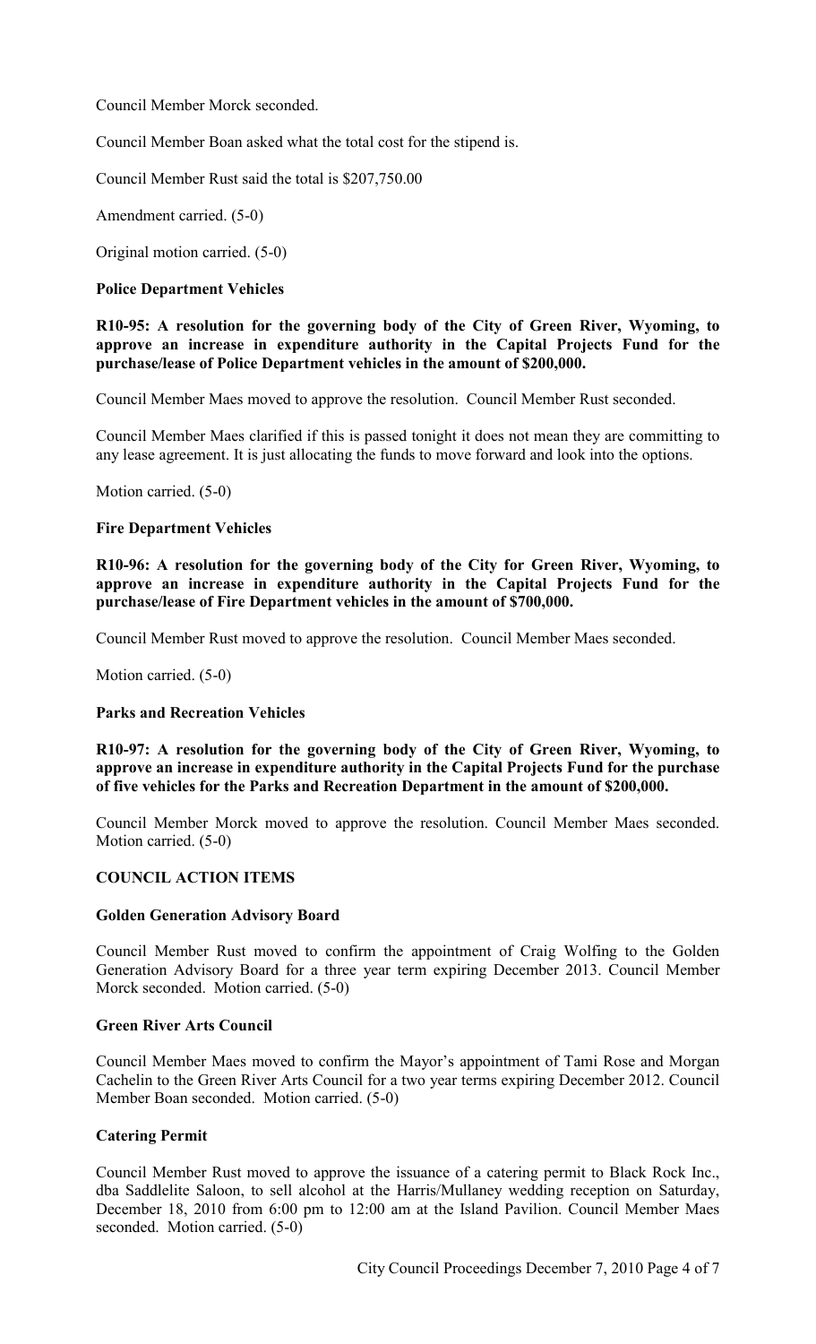Council Member Morck seconded.

Council Member Boan asked what the total cost for the stipend is.

Council Member Rust said the total is $207,750.00

Amendment carried. (5-0)

Original motion carried. (5-0)

**Police Department Vehicles**

**R10-95: A resolution for the governing body of the City of Green River, Wyoming, to approve an increase in expenditure authority in the Capital Projects Fund for the purchase/lease of Police Department vehicles in the amount of $200,000.**

Council Member Maes moved to approve the resolution. Council Member Rust seconded.

Council Member Maes clarified if this is passed tonight it does not mean they are committing to any lease agreement. It is just allocating the funds to move forward and look into the options.

Motion carried. (5-0)

**Fire Department Vehicles**

**R10-96: A resolution for the governing body of the City for Green River, Wyoming, to approve an increase in expenditure authority in the Capital Projects Fund for the purchase/lease of Fire Department vehicles in the amount of $700,000.**

Council Member Rust moved to approve the resolution. Council Member Maes seconded.

Motion carried. (5-0)

**Parks and Recreation Vehicles**

**R10-97: A resolution for the governing body of the City of Green River, Wyoming, to approve an increase in expenditure authority in the Capital Projects Fund for the purchase of five vehicles for the Parks and Recreation Department in the amount of $200,000.**

Council Member Morck moved to approve the resolution. Council Member Maes seconded. Motion carried. (5-0)

**COUNCIL ACTION ITEMS**

**Golden Generation Advisory Board**

Council Member Rust moved to confirm the appointment of Craig Wolfing to the Golden Generation Advisory Board for a three year term expiring December 2013. Council Member Morck seconded. Motion carried. (5-0)

**Green River Arts Council**

Council Member Maes moved to confirm the Mayor's appointment of Tami Rose and Morgan Cachelin to the Green River Arts Council for a two year terms expiring December 2012. Council Member Boan seconded. Motion carried. (5-0)

**Catering Permit**

Council Member Rust moved to approve the issuance of a catering permit to Black Rock Inc., dba Saddlelite Saloon, to sell alcohol at the Harris/Mullaney wedding reception on Saturday, December 18, 2010 from 6:00 pm to 12:00 am at the Island Pavilion. Council Member Maes seconded. Motion carried. (5-0)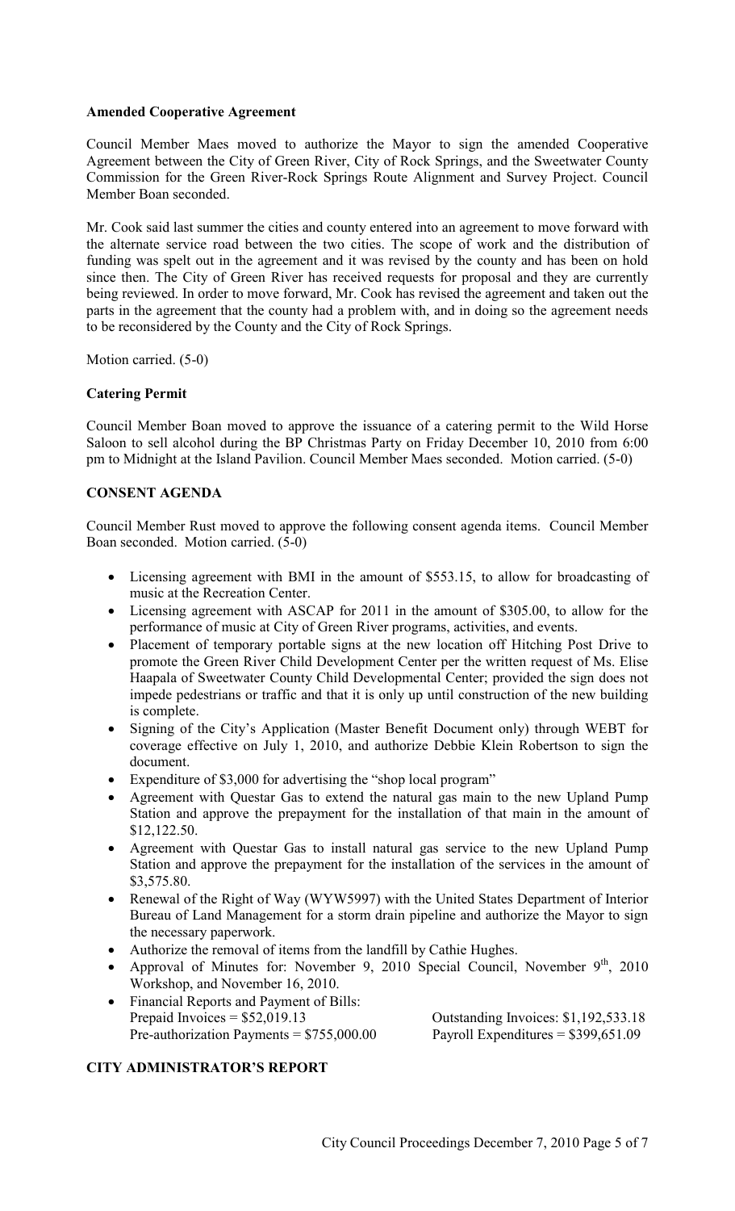**Amended Cooperative Agreement**

Council Member Maes moved to authorize the Mayor to sign the amended Cooperative Agreement between the City of Green River, City of Rock Springs, and the Sweetwater County Commission for the Green River-Rock Springs Route Alignment and Survey Project. Council Member Boan seconded.

Mr. Cook said last summer the cities and county entered into an agreement to move forward with the alternate service road between the two cities. The scope of work and the distribution of funding was spelt out in the agreement and it was revised by the county and has been on hold since then. The City of Green River has received requests for proposal and they are currently being reviewed. In order to move forward, Mr. Cook has revised the agreement and taken out the parts in the agreement that the county had a problem with, and in doing so the agreement needs to be reconsidered by the County and the City of Rock Springs.

Motion carried. (5-0)

**Catering Permit**

Council Member Boan moved to approve the issuance of a catering permit to the Wild Horse Saloon to sell alcohol during the BP Christmas Party on Friday December 10, 2010 from 6:00 pm to Midnight at the Island Pavilion. Council Member Maes seconded. Motion carried. (5-0)

**CONSENT AGENDA**

Council Member Rust moved to approve the following consent agenda items. Council Member Boan seconded. Motion carried. (5-0)

- Licensing agreement with BMI in the amount of $553.15, to allow for broadcasting of music at the Recreation Center.
- Licensing agreement with ASCAP for 2011 in the amount of $305.00, to allow for the performance of music at City of Green River programs, activities, and events.
- Placement of temporary portable signs at the new location off Hitching Post Drive to promote the Green River Child Development Center per the written request of Ms. Elise Haapala of Sweetwater County Child Developmental Center; provided the sign does not impede pedestrians or traffic and that it is only up until construction of the new building is complete.
- Signing of the City's Application (Master Benefit Document only) through WEBT for coverage effective on July 1, 2010, and authorize Debbie Klein Robertson to sign the document.
- Expenditure of $3,000 for advertising the "shop local program"
- Agreement with Questar Gas to extend the natural gas main to the new Upland Pump Station and approve the prepayment for the installation of that main in the amount of $12,122.50.
- Agreement with Questar Gas to install natural gas service to the new Upland Pump Station and approve the prepayment for the installation of the services in the amount of $3,575.80.
- Renewal of the Right of Way (WYW5997) with the United States Department of Interior Bureau of Land Management for a storm drain pipeline and authorize the Mayor to sign the necessary paperwork.
- Authorize the removal of items from the landfill by Cathie Hughes.
- Approval of Minutes for: November 9, 2010 Special Council, November 9th, 2010 Workshop, and November 16, 2010.
- Financial Reports and Payment of Bills:
  Prepaid Invoices = $52,019.13 | Outstanding Invoices: $1,192,533.18
  Pre-authorization Payments = $755,000.00 | Payroll Expenditures = $399,651.09

**CITY ADMINISTRATOR'S REPORT**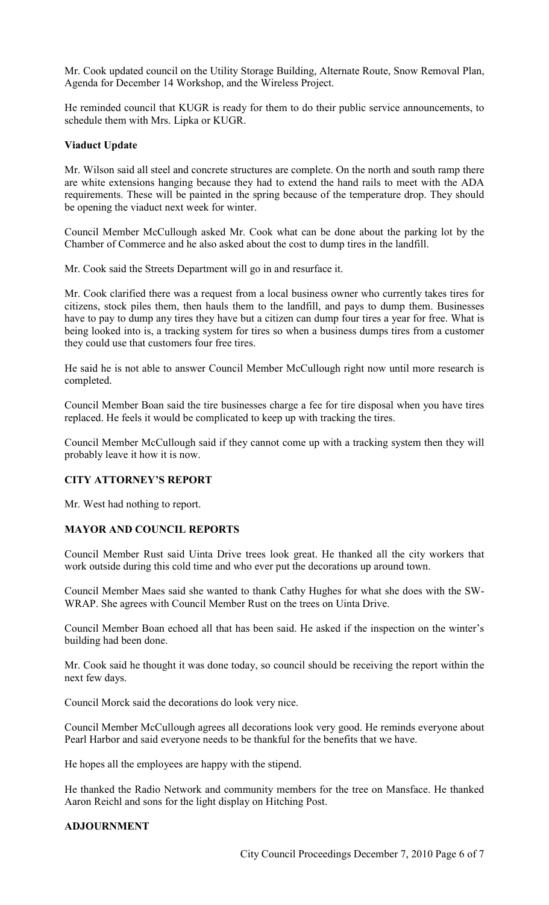Mr. Cook updated council on the Utility Storage Building, Alternate Route, Snow Removal Plan, Agenda for December 14 Workshop, and the Wireless Project.

He reminded council that KUGR is ready for them to do their public service announcements, to schedule them with Mrs. Lipka or KUGR.

**Viaduct Update**

Mr. Wilson said all steel and concrete structures are complete. On the north and south ramp there are white extensions hanging because they had to extend the hand rails to meet with the ADA requirements. These will be painted in the spring because of the temperature drop. They should be opening the viaduct next week for winter.

Council Member McCullough asked Mr. Cook what can be done about the parking lot by the Chamber of Commerce and he also asked about the cost to dump tires in the landfill.

Mr. Cook said the Streets Department will go in and resurface it.

Mr. Cook clarified there was a request from a local business owner who currently takes tires for citizens, stock piles them, then hauls them to the landfill, and pays to dump them. Businesses have to pay to dump any tires they have but a citizen can dump four tires a year for free. What is being looked into is, a tracking system for tires so when a business dumps tires from a customer they could use that customers four free tires.

He said he is not able to answer Council Member McCullough right now until more research is completed.

Council Member Boan said the tire businesses charge a fee for tire disposal when you have tires replaced. He feels it would be complicated to keep up with tracking the tires.

Council Member McCullough said if they cannot come up with a tracking system then they will probably leave it how it is now.

## CITY ATTORNEY'S REPORT

Mr. West had nothing to report.

## MAYOR AND COUNCIL REPORTS

Council Member Rust said Uinta Drive trees look great. He thanked all the city workers that work outside during this cold time and who ever put the decorations up around town.

Council Member Maes said she wanted to thank Cathy Hughes for what she does with the SW-WRAP. She agrees with Council Member Rust on the trees on Uinta Drive.

Council Member Boan echoed all that has been said. He asked if the inspection on the winter's building had been done.

Mr. Cook said he thought it was done today, so council should be receiving the report within the next few days.

Council Morck said the decorations do look very nice.

Council Member McCullough agrees all decorations look very good. He reminds everyone about Pearl Harbor and said everyone needs to be thankful for the benefits that we have.

He hopes all the employees are happy with the stipend.

He thanked the Radio Network and community members for the tree on Mansface. He thanked Aaron Reichl and sons for the light display on Hitching Post.

## ADJOURNMENT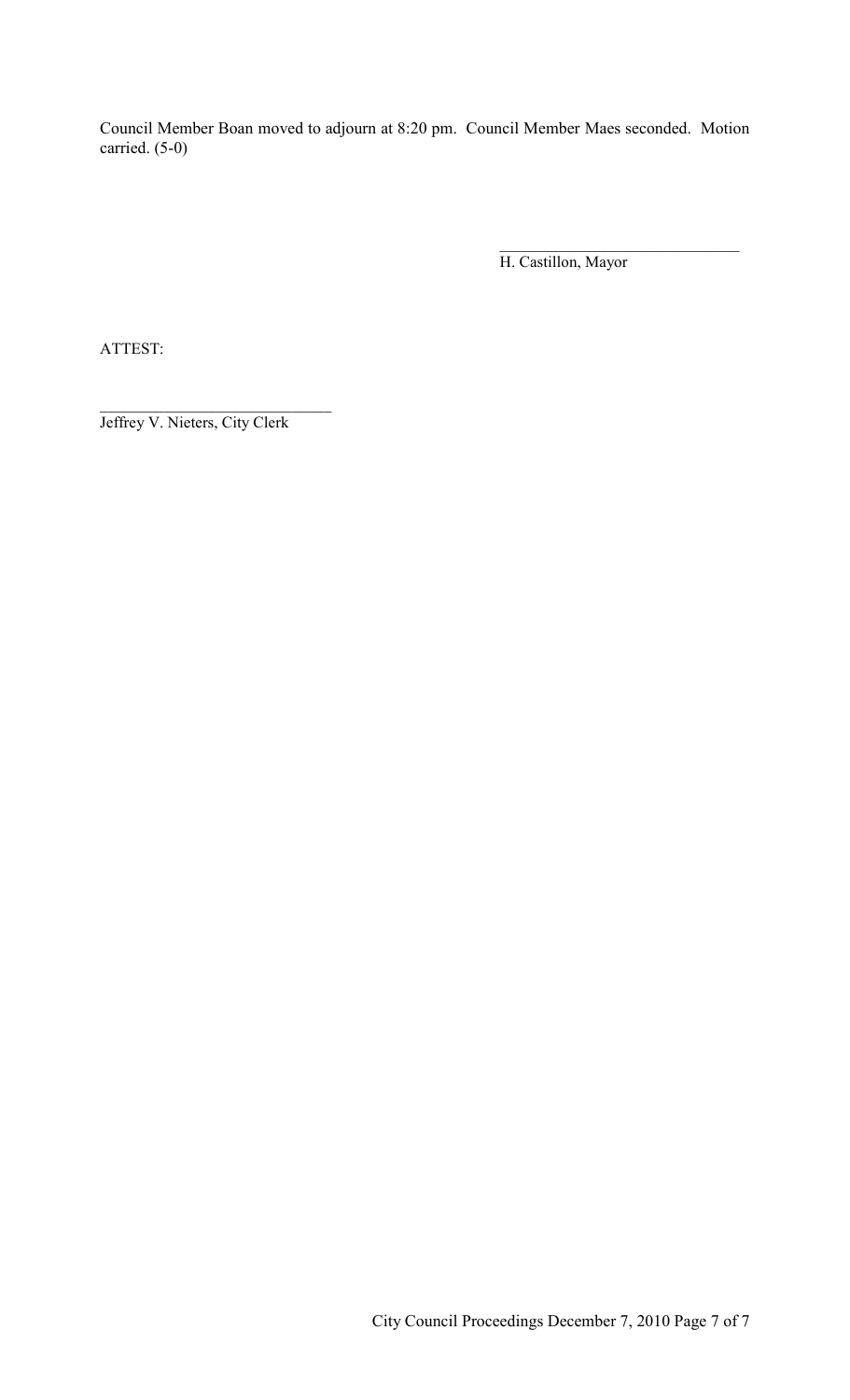Council Member Boan moved to adjourn at 8:20 pm. Council Member Maes seconded. Motion carried. (5-0)

_____________________________
H. Castillon, Mayor

ATTEST:

_____________________________
Jeffrey V. Nieters, City Clerk